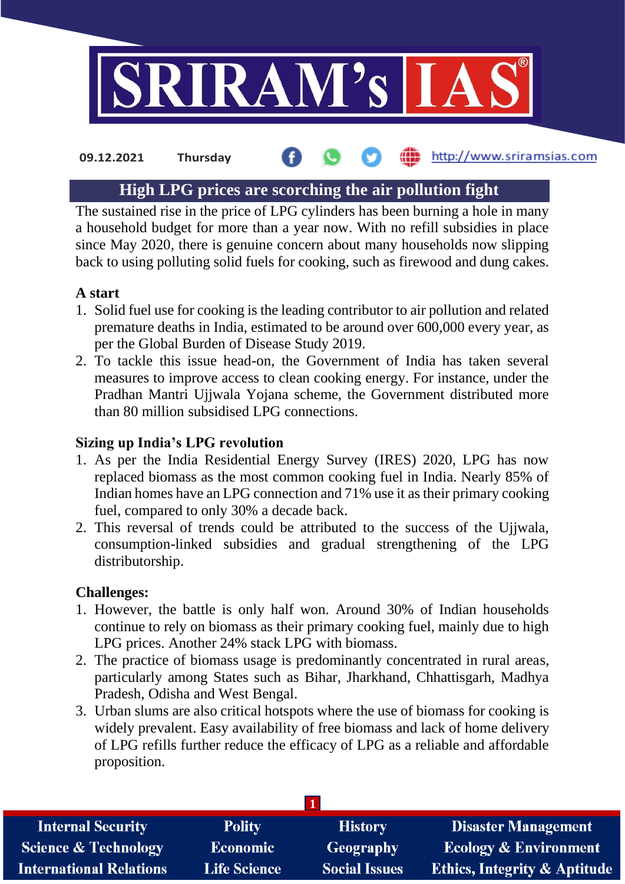09.12.2021 Thursday http://www.sriramsias.com

# High LPG prices are scorching the air pollution fight

The sustained rise in the price of LPG cylinders has been burning a hole in many a household budget for more than a year now. With no refill subsidies in place since May 2020, there is genuine concern about many households now slipping back to using polluting solid fuels for cooking, such as firewood and dung cakes.

**A start**

1. Solid fuel use for cooking is the leading contributor to air pollution and related premature deaths in India, estimated to be around over 600,000 every year, as per the Global Burden of Disease Study 2019.
2. To tackle this issue head-on, the Government of India has taken several measures to improve access to clean cooking energy. For instance, under the Pradhan Mantri Ujjwala Yojana scheme, the Government distributed more than 80 million subsidised LPG connections.

**Sizing up India's LPG revolution**

1. As per the India Residential Energy Survey (IRES) 2020, LPG has now replaced biomass as the most common cooking fuel in India. Nearly 85% of Indian homes have an LPG connection and 71% use it as their primary cooking fuel, compared to only 30% a decade back.
2. This reversal of trends could be attributed to the success of the Ujjwala, consumption-linked subsidies and gradual strengthening of the LPG distributorship.

**Challenges:**

1. However, the battle is only half won. Around 30% of Indian households continue to rely on biomass as their primary cooking fuel, mainly due to high LPG prices. Another 24% stack LPG with biomass.
2. The practice of biomass usage is predominantly concentrated in rural areas, particularly among States such as Bihar, Jharkhand, Chhattisgarh, Madhya Pradesh, Odisha and West Bengal.
3. Urban slums are also critical hotspots where the use of biomass for cooking is widely prevalent. Easy availability of free biomass and lack of home delivery of LPG refills further reduce the efficacy of LPG as a reliable and affordable proposition.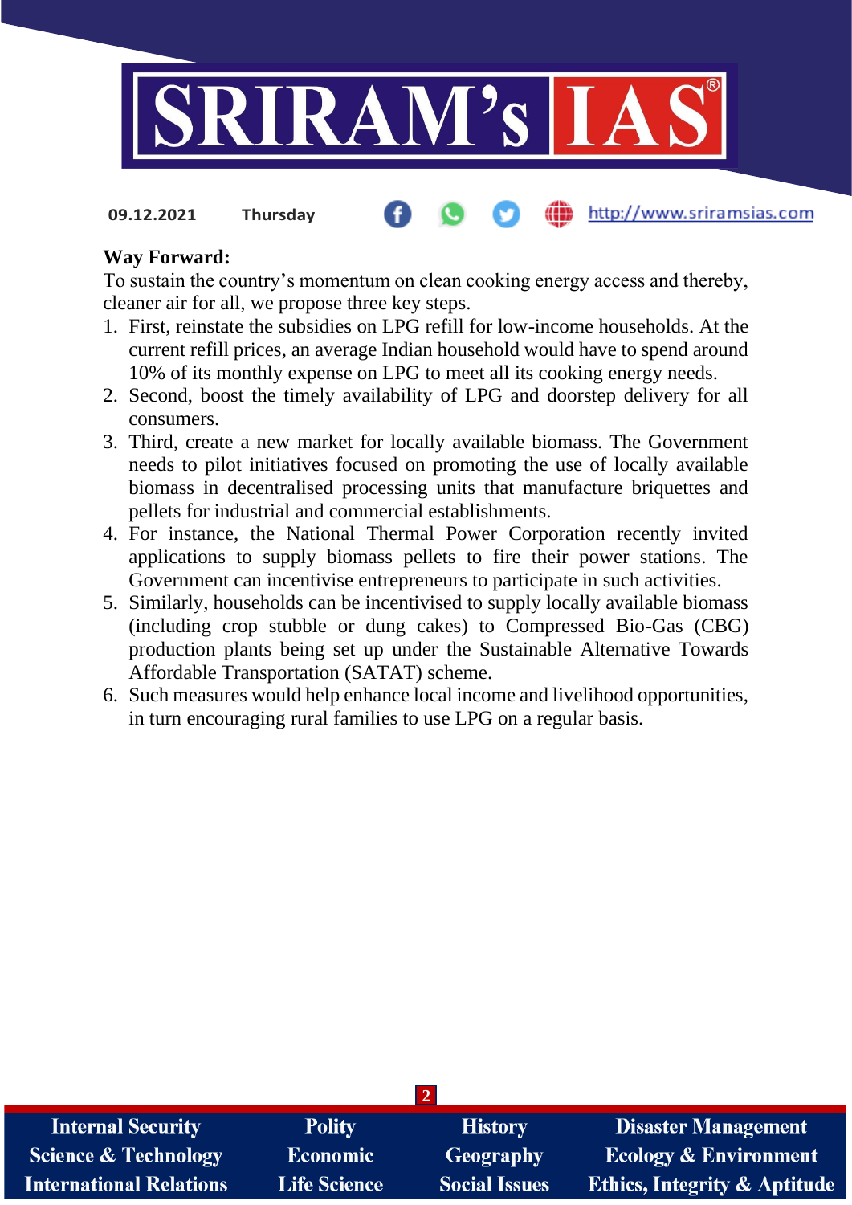**Way Forward:**

To sustain the country's momentum on clean cooking energy access and thereby, cleaner air for all, we propose three key steps.

1. First, reinstate the subsidies on LPG refill for low-income households. At the current refill prices, an average Indian household would have to spend around 10% of its monthly expense on LPG to meet all its cooking energy needs.
2. Second, boost the timely availability of LPG and doorstep delivery for all consumers.
3. Third, create a new market for locally available biomass. The Government needs to pilot initiatives focused on promoting the use of locally available biomass in decentralised processing units that manufacture briquettes and pellets for industrial and commercial establishments.
4. For instance, the National Thermal Power Corporation recently invited applications to supply biomass pellets to fire their power stations. The Government can incentivise entrepreneurs to participate in such activities.
5. Similarly, households can be incentivised to supply locally available biomass (including crop stubble or dung cakes) to Compressed Bio-Gas (CBG) production plants being set up under the Sustainable Alternative Towards Affordable Transportation (SATAT) scheme.
6. Such measures would help enhance local income and livelihood opportunities, in turn encouraging rural families to use LPG on a regular basis.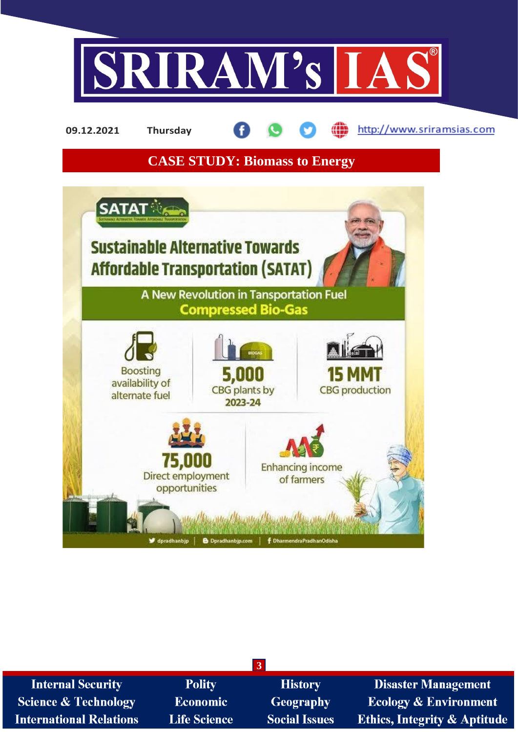# CASE STUDY: Biomass to Energy

**SATAT**

## Sustainable Alternative Towards Affordable Transportation (SATAT)

A New Revolution in Tansportation Fuel

**Compressed Bio-Gas**

- Boosting availability of alternate fuel
- **5,000** CBG plants by **2023-24**
- **15 MMT** CBG production
- **75,000** Direct employment opportunities
- Enhancing income of farmers

dpradhanbjp | Dpradhanbjp.com | DharmendraPradhanOdisha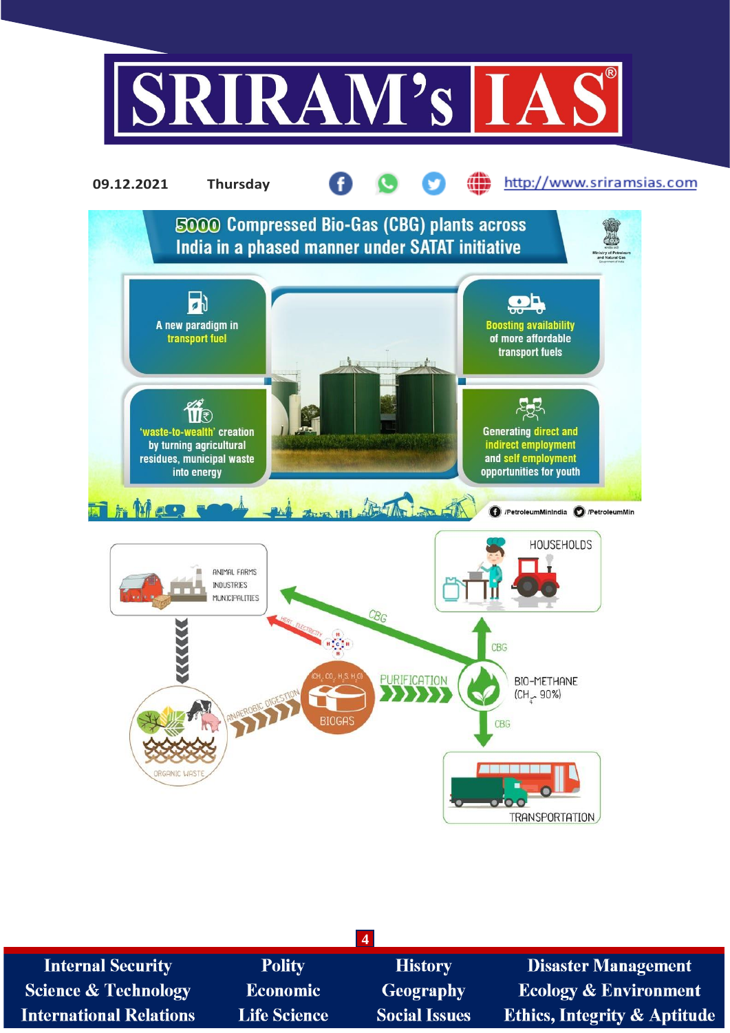# 5000 Compressed Bio-Gas (CBG) plants across India in a phased manner under SATAT initiative

A new paradigm in transport fuel

Boosting availability of more affordable transport fuels

'waste-to-wealth' creation by turning agricultural residues, municipal waste into energy

Generating direct and indirect employment and self employment opportunities for youth

/PetroleumMinIndia /PetroleumMin

ANIMAL FARMS
INDUSTRIES
MUNICIPALITIES

HOUSEHOLDS

CBG

HEAT, ELECTRICITY

ORGANIC WASTE

ANAEROBIC DIGESTION

($CH_4$, $CO_2$, $H_2S$, $H_2O$)

BIOGAS

PURIFICATION

BIO-METHANE
($CH_4$ 90%)

CBG

CBG

TRANSPORTATION